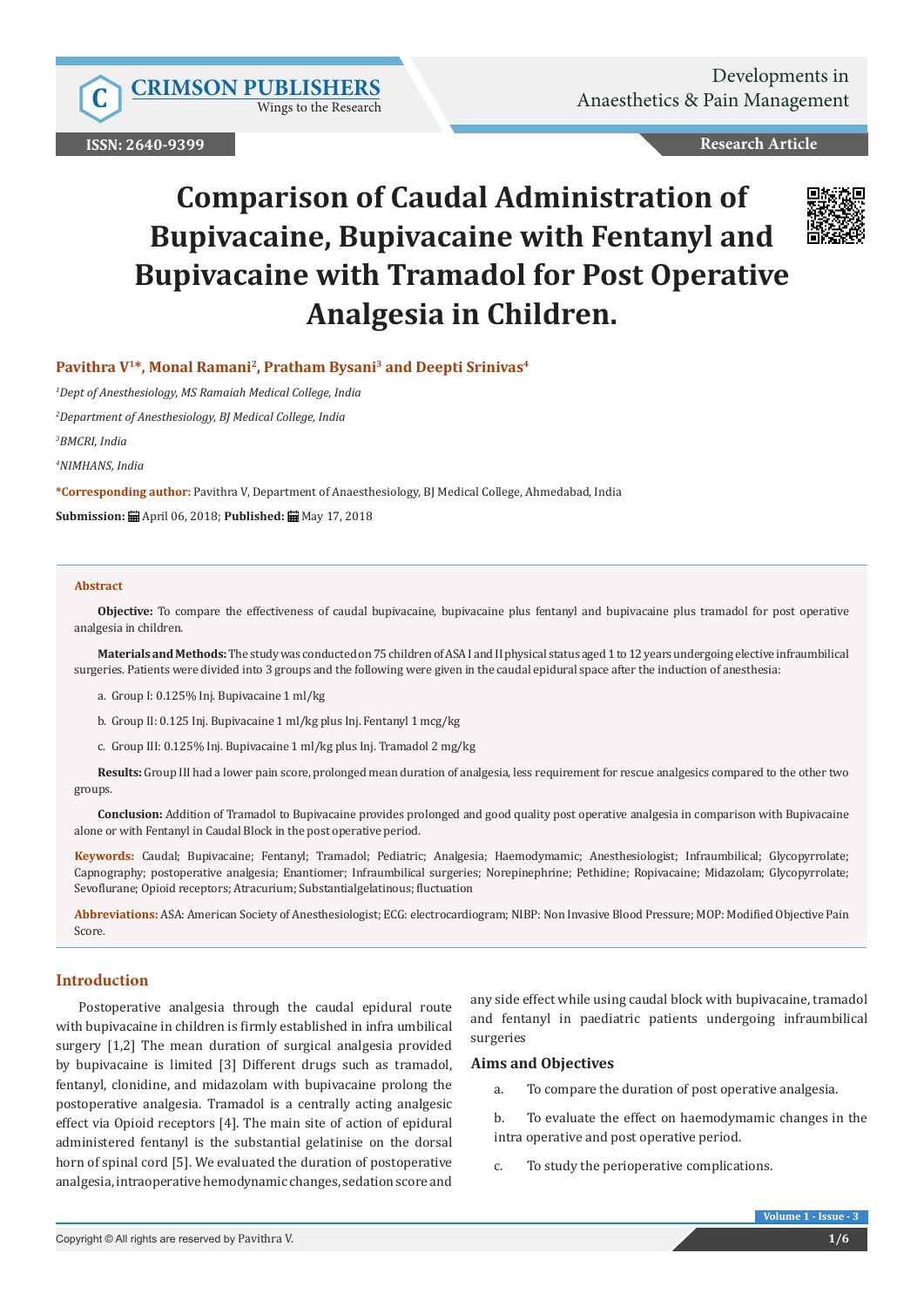ISSN: 2640-9399

Research Article

# Comparison of Caudal Administration of Bupivacaine, Bupivacaine with Fentanyl and Bupivacaine with Tramadol for Post Operative Analgesia in Children.

**Pavithra V[1]*, Monal Ramani[2], Pratham Bysani[3] and Deepti Srinivas[4]**

*[1]Dept of Anesthesiology, MS Ramaiah Medical College, India*

*[2]Department of Anesthesiology, BJ Medical College, India*

*[3]BMCRI, India*

*[4]NIMHANS, India*

**\*Corresponding author:** Pavithra V, Department of Anaesthesiology, BJ Medical College, Ahmedabad, India

**Submission:** April 06, 2018; **Published:** May 17, 2018

## Abstract

**Objective:** To compare the effectiveness of caudal bupivacaine, bupivacaine plus fentanyl and bupivacaine plus tramadol for post operative analgesia in children.

**Materials and Methods:** The study was conducted on 75 children of ASA I and II physical status aged 1 to 12 years undergoing elective infraumbilical surgeries. Patients were divided into 3 groups and the following were given in the caudal epidural space after the induction of anesthesia:

a. Group I: 0.125% Inj. Bupivacaine 1 ml/kg

b. Group II: 0.125 Inj. Bupivacaine 1 ml/kg plus Inj. Fentanyl 1 mcg/kg

c. Group III: 0.125% Inj. Bupivacaine 1 ml/kg plus Inj. Tramadol 2 mg/kg

**Results:** Group III had a lower pain score, prolonged mean duration of analgesia, less requirement for rescue analgesics compared to the other two groups.

**Conclusion:** Addition of Tramadol to Bupivacaine provides prolonged and good quality post operative analgesia in comparison with Bupivacaine alone or with Fentanyl in Caudal Block in the post operative period.

**Keywords:** Caudal; Bupivacaine; Fentanyl; Tramadol; Pediatric; Analgesia; Haemodymamic; Anesthesiologist; Infraumbilical; Glycopyrrolate; Capnography; postoperative analgesia; Enantiomer; Infraumbilical surgeries; Norepinephrine; Pethidine; Ropivacaine; Midazolam; Glycopyrrolate; Sevoflurane; Opioid receptors; Atracurium; Substantialgelatinous; fluctuation

**Abbreviations:** ASA: American Society of Anesthesiologist; ECG: electrocardiogram; NIBP: Non Invasive Blood Pressure; MOP: Modified Objective Pain Score.

## Introduction

Postoperative analgesia through the caudal epidural route with bupivacaine in children is firmly established in infra umbilical surgery [1,2] The mean duration of surgical analgesia provided by bupivacaine is limited [3] Different drugs such as tramadol, fentanyl, clonidine, and midazolam with bupivacaine prolong the postoperative analgesia. Tramadol is a centrally acting analgesic effect via Opioid receptors [4]. The main site of action of epidural administered fentanyl is the substantial gelatinise on the dorsal horn of spinal cord [5]. We evaluated the duration of postoperative analgesia, intraoperative hemodynamic changes, sedation score and any side effect while using caudal block with bupivacaine, tramadol and fentanyl in paediatric patients undergoing infraumbilical surgeries

### Aims and Objectives

a. To compare the duration of post operative analgesia.

b. To evaluate the effect on haemodymamic changes in the intra operative and post operative period.

c. To study the perioperative complications.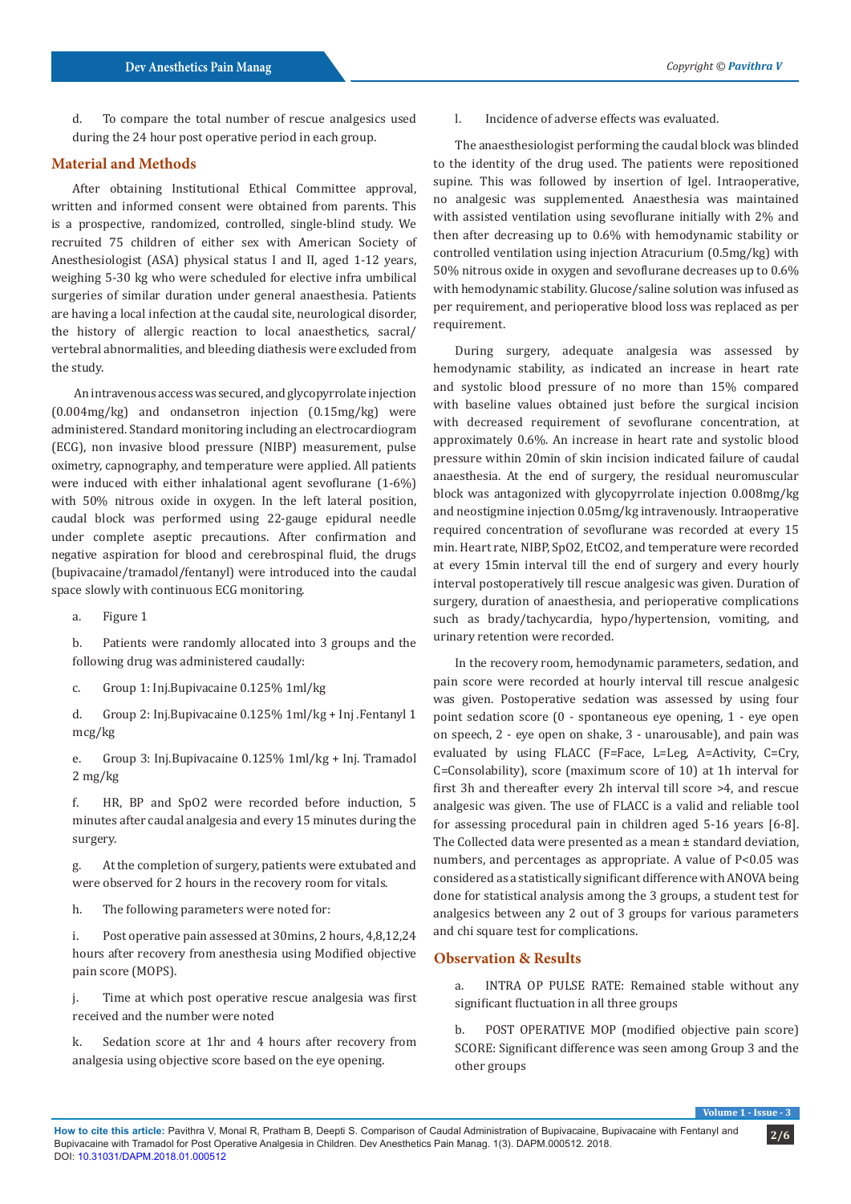d. To compare the total number of rescue analgesics used during the 24 hour post operative period in each group.

## Material and Methods

After obtaining Institutional Ethical Committee approval, written and informed consent were obtained from parents. This is a prospective, randomized, controlled, single-blind study. We recruited 75 children of either sex with American Society of Anesthesiologist (ASA) physical status I and II, aged 1-12 years, weighing 5-30 kg who were scheduled for elective infra umbilical surgeries of similar duration under general anaesthesia. Patients are having a local infection at the caudal site, neurological disorder, the history of allergic reaction to local anaesthetics, sacral/vertebral abnormalities, and bleeding diathesis were excluded from the study.

An intravenous access was secured, and glycopyrrolate injection (0.004mg/kg) and ondansetron injection (0.15mg/kg) were administered. Standard monitoring including an electrocardiogram (ECG), non invasive blood pressure (NIBP) measurement, pulse oximetry, capnography, and temperature were applied. All patients were induced with either inhalational agent sevoflurane (1-6%) with 50% nitrous oxide in oxygen. In the left lateral position, caudal block was performed using 22-gauge epidural needle under complete aseptic precautions. After confirmation and negative aspiration for blood and cerebrospinal fluid, the drugs (bupivacaine/tramadol/fentanyl) were introduced into the caudal space slowly with continuous ECG monitoring.

a. Figure 1

b. Patients were randomly allocated into 3 groups and the following drug was administered caudally:

c. Group 1: Inj.Bupivacaine 0.125% 1ml/kg

d. Group 2: Inj.Bupivacaine 0.125% 1ml/kg + Inj .Fentanyl 1 mcg/kg

e. Group 3: Inj.Bupivacaine 0.125% 1ml/kg + Inj. Tramadol 2 mg/kg

f. HR, BP and SpO2 were recorded before induction, 5 minutes after caudal analgesia and every 15 minutes during the surgery.

g. At the completion of surgery, patients were extubated and were observed for 2 hours in the recovery room for vitals.

h. The following parameters were noted for:

i. Post operative pain assessed at 30mins, 2 hours, 4,8,12,24 hours after recovery from anesthesia using Modified objective pain score (MOPS).

j. Time at which post operative rescue analgesia was first received and the number were noted

k. Sedation score at 1hr and 4 hours after recovery from analgesia using objective score based on the eye opening.

l. Incidence of adverse effects was evaluated.

The anaesthesiologist performing the caudal block was blinded to the identity of the drug used. The patients were repositioned supine. This was followed by insertion of Igel. Intraoperative, no analgesic was supplemented. Anaesthesia was maintained with assisted ventilation using sevoflurane initially with 2% and then after decreasing up to 0.6% with hemodynamic stability or controlled ventilation using injection Atracurium (0.5mg/kg) with 50% nitrous oxide in oxygen and sevoflurane decreases up to 0.6% with hemodynamic stability. Glucose/saline solution was infused as per requirement, and perioperative blood loss was replaced as per requirement.

During surgery, adequate analgesia was assessed by hemodynamic stability, as indicated an increase in heart rate and systolic blood pressure of no more than 15% compared with baseline values obtained just before the surgical incision with decreased requirement of sevoflurane concentration, at approximately 0.6%. An increase in heart rate and systolic blood pressure within 20min of skin incision indicated failure of caudal anaesthesia. At the end of surgery, the residual neuromuscular block was antagonized with glycopyrrolate injection 0.008mg/kg and neostigmine injection 0.05mg/kg intravenously. Intraoperative required concentration of sevoflurane was recorded at every 15 min. Heart rate, NIBP, SpO2, EtCO2, and temperature were recorded at every 15min interval till the end of surgery and every hourly interval postoperatively till rescue analgesic was given. Duration of surgery, duration of anaesthesia, and perioperative complications such as brady/tachycardia, hypo/hypertension, vomiting, and urinary retention were recorded.

In the recovery room, hemodynamic parameters, sedation, and pain score were recorded at hourly interval till rescue analgesic was given. Postoperative sedation was assessed by using four point sedation score (0 - spontaneous eye opening, 1 - eye open on speech, 2 - eye open on shake, 3 - unarousable), and pain was evaluated by using FLACC (F=Face, L=Leg, A=Activity, C=Cry, C=Consolability), score (maximum score of 10) at 1h interval for first 3h and thereafter every 2h interval till score >4, and rescue analgesic was given. The use of FLACC is a valid and reliable tool for assessing procedural pain in children aged 5-16 years [6-8]. The Collected data were presented as a mean ± standard deviation, numbers, and percentages as appropriate. A value of P<0.05 was considered as a statistically significant difference with ANOVA being done for statistical analysis among the 3 groups, a student test for analgesics between any 2 out of 3 groups for various parameters and chi square test for complications.

## Observation & Results

a. INTRA OP PULSE RATE: Remained stable without any significant fluctuation in all three groups

b. POST OPERATIVE MOP (modified objective pain score) SCORE: Significant difference was seen among Group 3 and the other groups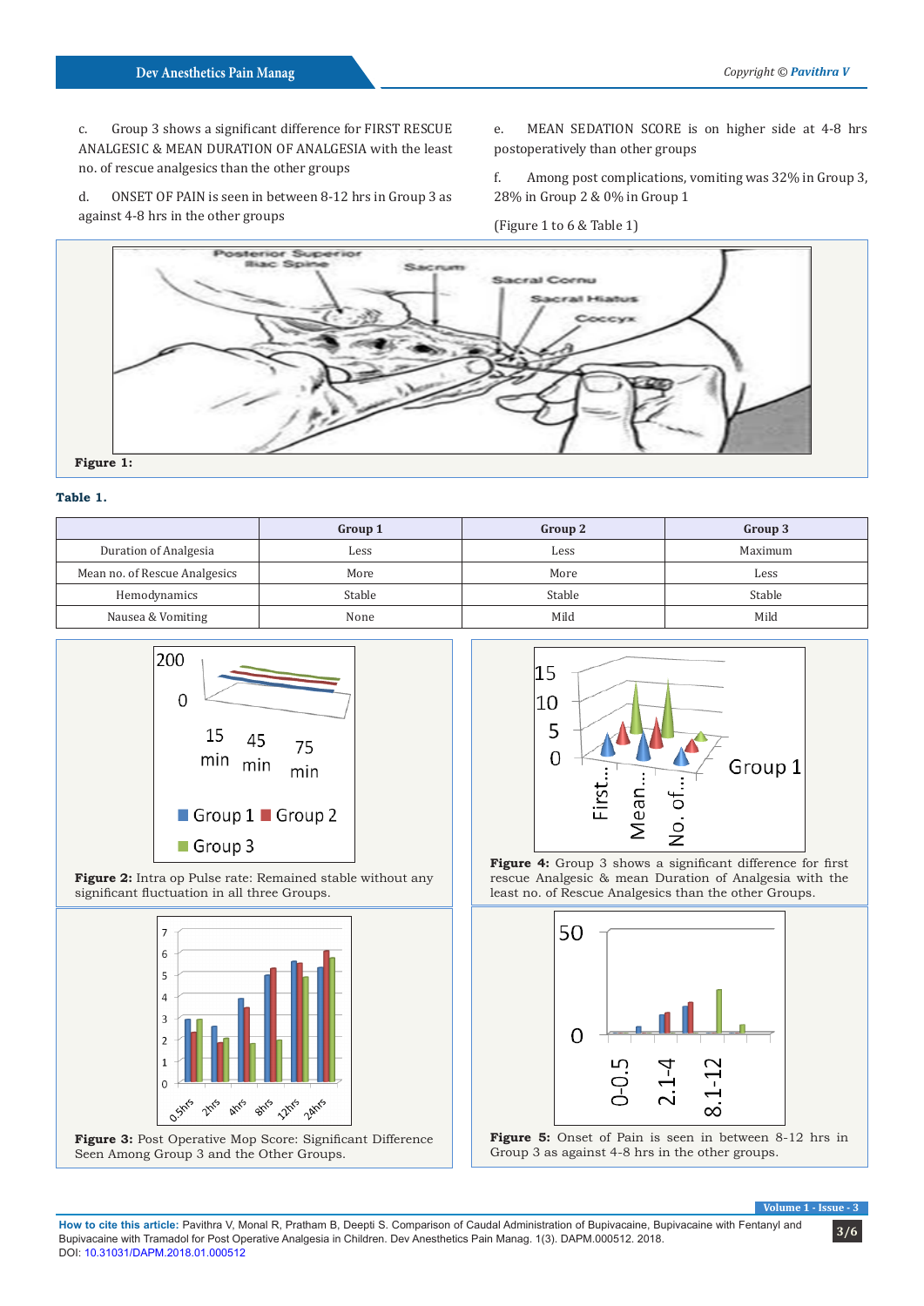c. Group 3 shows a significant difference for FIRST RESCUE ANALGESIC & MEAN DURATION OF ANALGESIA with the least no. of rescue analgesics than the other groups

d. ONSET OF PAIN is seen in between 8-12 hrs in Group 3 as against 4-8 hrs in the other groups

e. MEAN SEDATION SCORE is on higher side at 4-8 hrs postoperatively than other groups

f. Among post complications, vomiting was 32% in Group 3, 28% in Group 2 & 0% in Group 1

(Figure 1 to 6 & Table 1)

**Figure 1:**

**Table 1.**

| | Group 1 | Group 2 | Group 3 |
|---|---|---|---|
| Duration of Analgesia | Less | Less | Maximum |
| Mean no. of Rescue Analgesics | More | More | Less |
| Hemodynamics | Stable | Stable | Stable |
| Nausea & Vomiting | None | Mild | Mild |

**Figure 2:** Intra op Pulse rate: Remained stable without any significant fluctuation in all three Groups.

**Figure 4:** Group 3 shows a significant difference for first rescue Analgesic & mean Duration of Analgesia with the least no. of Rescue Analgesics than the other Groups.

**Figure 3:** Post Operative Mop Score: Significant Difference Seen Among Group 3 and the Other Groups.

**Figure 5:** Onset of Pain is seen in between 8-12 hrs in Group 3 as against 4-8 hrs in the other groups.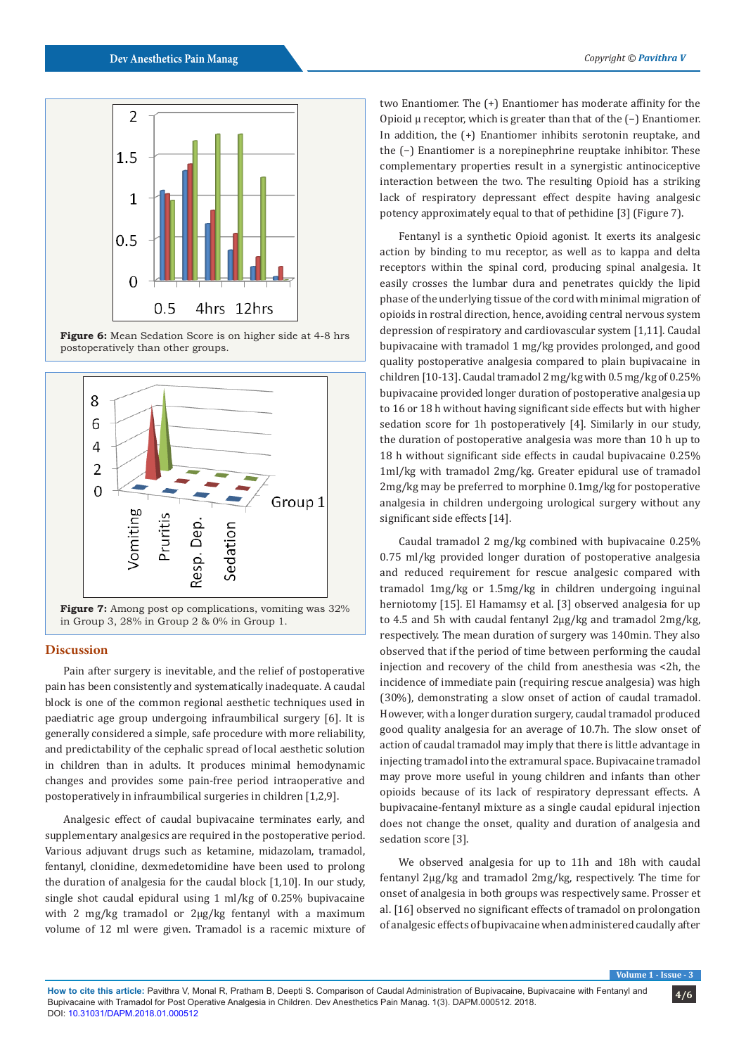Figure 6: Mean Sedation Score is on higher side at 4-8 hrs postoperatively than other groups.

Figure 7: Among post op complications, vomiting was 32% in Group 3, 28% in Group 2 & 0% in Group 1.

## Discussion

Pain after surgery is inevitable, and the relief of postoperative pain has been consistently and systematically inadequate. A caudal block is one of the common regional aesthetic techniques used in paediatric age group undergoing infraumbilical surgery [6]. It is generally considered a simple, safe procedure with more reliability, and predictability of the cephalic spread of local aesthetic solution in children than in adults. It produces minimal hemodynamic changes and provides some pain-free period intraoperative and postoperatively in infraumbilical surgeries in children [1,2,9].

Analgesic effect of caudal bupivacaine terminates early, and supplementary analgesics are required in the postoperative period. Various adjuvant drugs such as ketamine, midazolam, tramadol, fentanyl, clonidine, dexmedetomidine have been used to prolong the duration of analgesia for the caudal block [1,10]. In our study, single shot caudal epidural using 1 ml/kg of 0.25% bupivacaine with 2 mg/kg tramadol or 2µg/kg fentanyl with a maximum volume of 12 ml were given. Tramadol is a racemic mixture of two Enantiomer. The (+) Enantiomer has moderate affinity for the Opioid µ receptor, which is greater than that of the (−) Enantiomer. In addition, the (+) Enantiomer inhibits serotonin reuptake, and the (−) Enantiomer is a norepinephrine reuptake inhibitor. These complementary properties result in a synergistic antinociceptive interaction between the two. The resulting Opioid has a striking lack of respiratory depressant effect despite having analgesic potency approximately equal to that of pethidine [3] (Figure 7).

Fentanyl is a synthetic Opioid agonist. It exerts its analgesic action by binding to mu receptor, as well as to kappa and delta receptors within the spinal cord, producing spinal analgesia. It easily crosses the lumbar dura and penetrates quickly the lipid phase of the underlying tissue of the cord with minimal migration of opioids in rostral direction, hence, avoiding central nervous system depression of respiratory and cardiovascular system [1,11]. Caudal bupivacaine with tramadol 1 mg/kg provides prolonged, and good quality postoperative analgesia compared to plain bupivacaine in children [10-13]. Caudal tramadol 2 mg/kg with 0.5 mg/kg of 0.25% bupivacaine provided longer duration of postoperative analgesia up to 16 or 18 h without having significant side effects but with higher sedation score for 1h postoperatively [4]. Similarly in our study, the duration of postoperative analgesia was more than 10 h up to 18 h without significant side effects in caudal bupivacaine 0.25% 1ml/kg with tramadol 2mg/kg. Greater epidural use of tramadol 2mg/kg may be preferred to morphine 0.1mg/kg for postoperative analgesia in children undergoing urological surgery without any significant side effects [14].

Caudal tramadol 2 mg/kg combined with bupivacaine 0.25% 0.75 ml/kg provided longer duration of postoperative analgesia and reduced requirement for rescue analgesic compared with tramadol 1mg/kg or 1.5mg/kg in children undergoing inguinal herniotomy [15]. El Hamamsy et al. [3] observed analgesia for up to 4.5 and 5h with caudal fentanyl 2µg/kg and tramadol 2mg/kg, respectively. The mean duration of surgery was 140min. They also observed that if the period of time between performing the caudal injection and recovery of the child from anesthesia was <2h, the incidence of immediate pain (requiring rescue analgesia) was high (30%), demonstrating a slow onset of action of caudal tramadol. However, with a longer duration surgery, caudal tramadol produced good quality analgesia for an average of 10.7h. The slow onset of action of caudal tramadol may imply that there is little advantage in injecting tramadol into the extramural space. Bupivacaine tramadol may prove more useful in young children and infants than other opioids because of its lack of respiratory depressant effects. A bupivacaine-fentanyl mixture as a single caudal epidural injection does not change the onset, quality and duration of analgesia and sedation score [3].

We observed analgesia for up to 11h and 18h with caudal fentanyl 2µg/kg and tramadol 2mg/kg, respectively. The time for onset of analgesia in both groups was respectively same. Prosser et al. [16] observed no significant effects of tramadol on prolongation of analgesic effects of bupivacaine when administered caudally after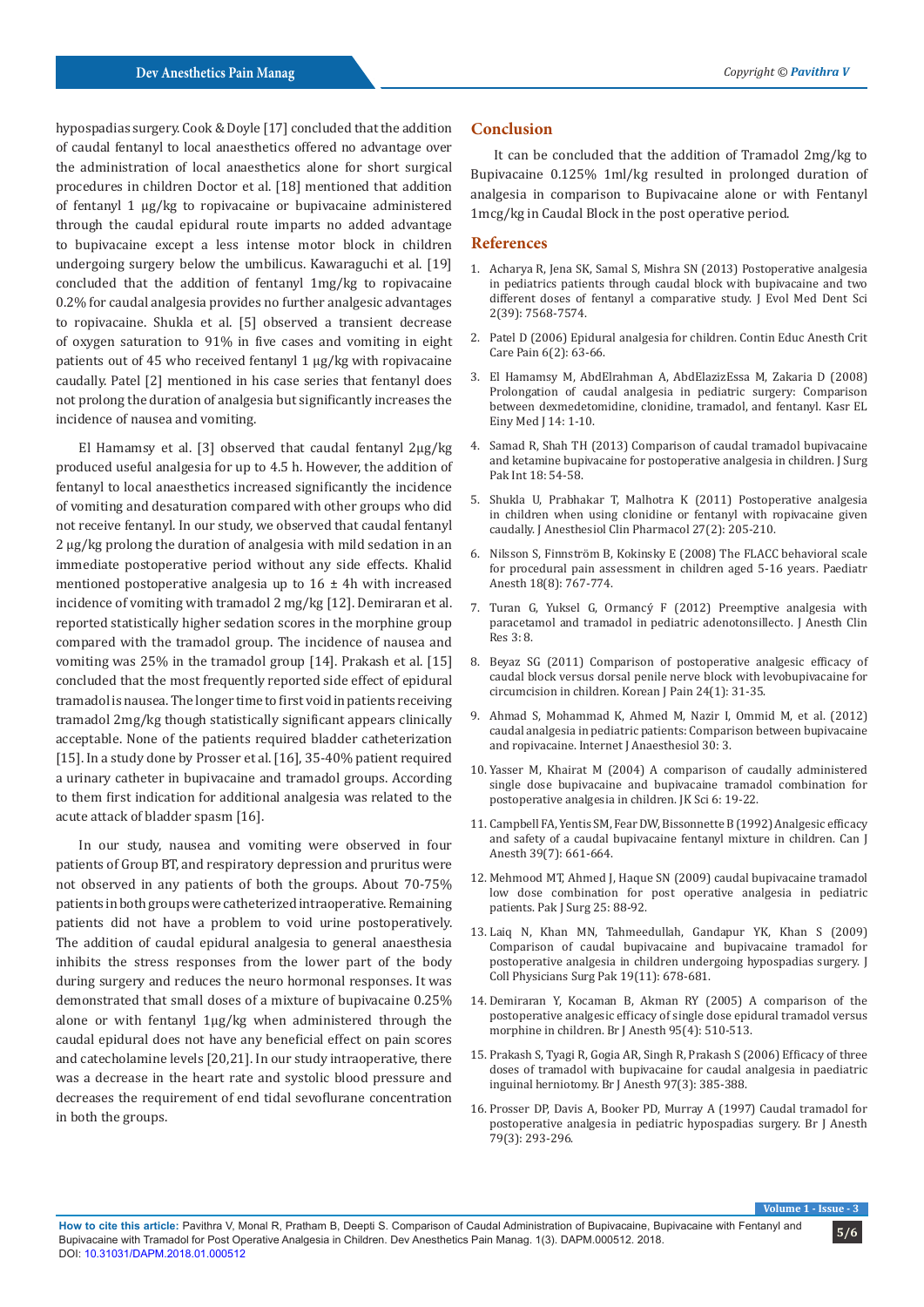hypospadias surgery. Cook & Doyle [17] concluded that the addition of caudal fentanyl to local anaesthetics offered no advantage over the administration of local anaesthetics alone for short surgical procedures in children Doctor et al. [18] mentioned that addition of fentanyl 1 μg/kg to ropivacaine or bupivacaine administered through the caudal epidural route imparts no added advantage to bupivacaine except a less intense motor block in children undergoing surgery below the umbilicus. Kawaraguchi et al. [19] concluded that the addition of fentanyl 1mg/kg to ropivacaine 0.2% for caudal analgesia provides no further analgesic advantages to ropivacaine. Shukla et al. [5] observed a transient decrease of oxygen saturation to 91% in five cases and vomiting in eight patients out of 45 who received fentanyl 1 μg/kg with ropivacaine caudally. Patel [2] mentioned in his case series that fentanyl does not prolong the duration of analgesia but significantly increases the incidence of nausea and vomiting.

El Hamamsy et al. [3] observed that caudal fentanyl 2μg/kg produced useful analgesia for up to 4.5 h. However, the addition of fentanyl to local anaesthetics increased significantly the incidence of vomiting and desaturation compared with other groups who did not receive fentanyl. In our study, we observed that caudal fentanyl 2 μg/kg prolong the duration of analgesia with mild sedation in an immediate postoperative period without any side effects. Khalid mentioned postoperative analgesia up to 16 ± 4h with increased incidence of vomiting with tramadol 2 mg/kg [12]. Demiraran et al. reported statistically higher sedation scores in the morphine group compared with the tramadol group. The incidence of nausea and vomiting was 25% in the tramadol group [14]. Prakash et al. [15] concluded that the most frequently reported side effect of epidural tramadol is nausea. The longer time to first void in patients receiving tramadol 2mg/kg though statistically significant appears clinically acceptable. None of the patients required bladder catheterization [15]. In a study done by Prosser et al. [16], 35-40% patient required a urinary catheter in bupivacaine and tramadol groups. According to them first indication for additional analgesia was related to the acute attack of bladder spasm [16].

In our study, nausea and vomiting were observed in four patients of Group BT, and respiratory depression and pruritus were not observed in any patients of both the groups. About 70-75% patients in both groups were catheterized intraoperative. Remaining patients did not have a problem to void urine postoperatively. The addition of caudal epidural analgesia to general anaesthesia inhibits the stress responses from the lower part of the body during surgery and reduces the neuro hormonal responses. It was demonstrated that small doses of a mixture of bupivacaine 0.25% alone or with fentanyl 1μg/kg when administered through the caudal epidural does not have any beneficial effect on pain scores and catecholamine levels [20,21]. In our study intraoperative, there was a decrease in the heart rate and systolic blood pressure and decreases the requirement of end tidal sevoflurane concentration in both the groups.

## Conclusion

It can be concluded that the addition of Tramadol 2mg/kg to Bupivacaine 0.125% 1ml/kg resulted in prolonged duration of analgesia in comparison to Bupivacaine alone or with Fentanyl 1mcg/kg in Caudal Block in the post operative period.

## References

1. Acharya R, Jena SK, Samal S, Mishra SN (2013) Postoperative analgesia in pediatrics patients through caudal block with bupivacaine and two different doses of fentanyl a comparative study. J Evol Med Dent Sci 2(39): 7568-7574.
2. Patel D (2006) Epidural analgesia for children. Contin Educ Anesth Crit Care Pain 6(2): 63-66.
3. El Hamamsy M, AbdElrahman A, AbdElazizEssa M, Zakaria D (2008) Prolongation of caudal analgesia in pediatric surgery: Comparison between dexmedetomidine, clonidine, tramadol, and fentanyl. Kasr EL Einy Med J 14: 1-10.
4. Samad R, Shah TH (2013) Comparison of caudal tramadol bupivacaine and ketamine bupivacaine for postoperative analgesia in children. J Surg Pak Int 18: 54-58.
5. Shukla U, Prabhakar T, Malhotra K (2011) Postoperative analgesia in children when using clonidine or fentanyl with ropivacaine given caudally. J Anesthesiol Clin Pharmacol 27(2): 205-210.
6. Nilsson S, Finnström B, Kokinsky E (2008) The FLACC behavioral scale for procedural pain assessment in children aged 5-16 years. Paediatr Anesth 18(8): 767-774.
7. Turan G, Yuksel G, Ormancý F (2012) Preemptive analgesia with paracetamol and tramadol in pediatric adenotonsillecto. J Anesth Clin Res 3: 8.
8. Beyaz SG (2011) Comparison of postoperative analgesic efficacy of caudal block versus dorsal penile nerve block with levobupivacaine for circumcision in children. Korean J Pain 24(1): 31-35.
9. Ahmad S, Mohammad K, Ahmed M, Nazir I, Ommid M, et al. (2012) caudal analgesia in pediatric patients: Comparison between bupivacaine and ropivacaine. Internet J Anaesthesiol 30: 3.
10. Yasser M, Khairat M (2004) A comparison of caudally administered single dose bupivacaine and bupivacaine tramadol combination for postoperative analgesia in children. JK Sci 6: 19-22.
11. Campbell FA, Yentis SM, Fear DW, Bissonnette B (1992) Analgesic efficacy and safety of a caudal bupivacaine fentanyl mixture in children. Can J Anesth 39(7): 661-664.
12. Mehmood MT, Ahmed J, Haque SN (2009) caudal bupivacaine tramadol low dose combination for post operative analgesia in pediatric patients. Pak J Surg 25: 88-92.
13. Laiq N, Khan MN, Tahmeedullah, Gandapur YK, Khan S (2009) Comparison of caudal bupivacaine and bupivacaine tramadol for postoperative analgesia in children undergoing hypospadias surgery. J Coll Physicians Surg Pak 19(11): 678-681.
14. Demiraran Y, Kocaman B, Akman RY (2005) A comparison of the postoperative analgesic efficacy of single dose epidural tramadol versus morphine in children. Br J Anesth 95(4): 510-513.
15. Prakash S, Tyagi R, Gogia AR, Singh R, Prakash S (2006) Efficacy of three doses of tramadol with bupivacaine for caudal analgesia in paediatric inguinal herniotomy. Br J Anesth 97(3): 385-388.
16. Prosser DP, Davis A, Booker PD, Murray A (1997) Caudal tramadol for postoperative analgesia in pediatric hypospadias surgery. Br J Anesth 79(3): 293-296.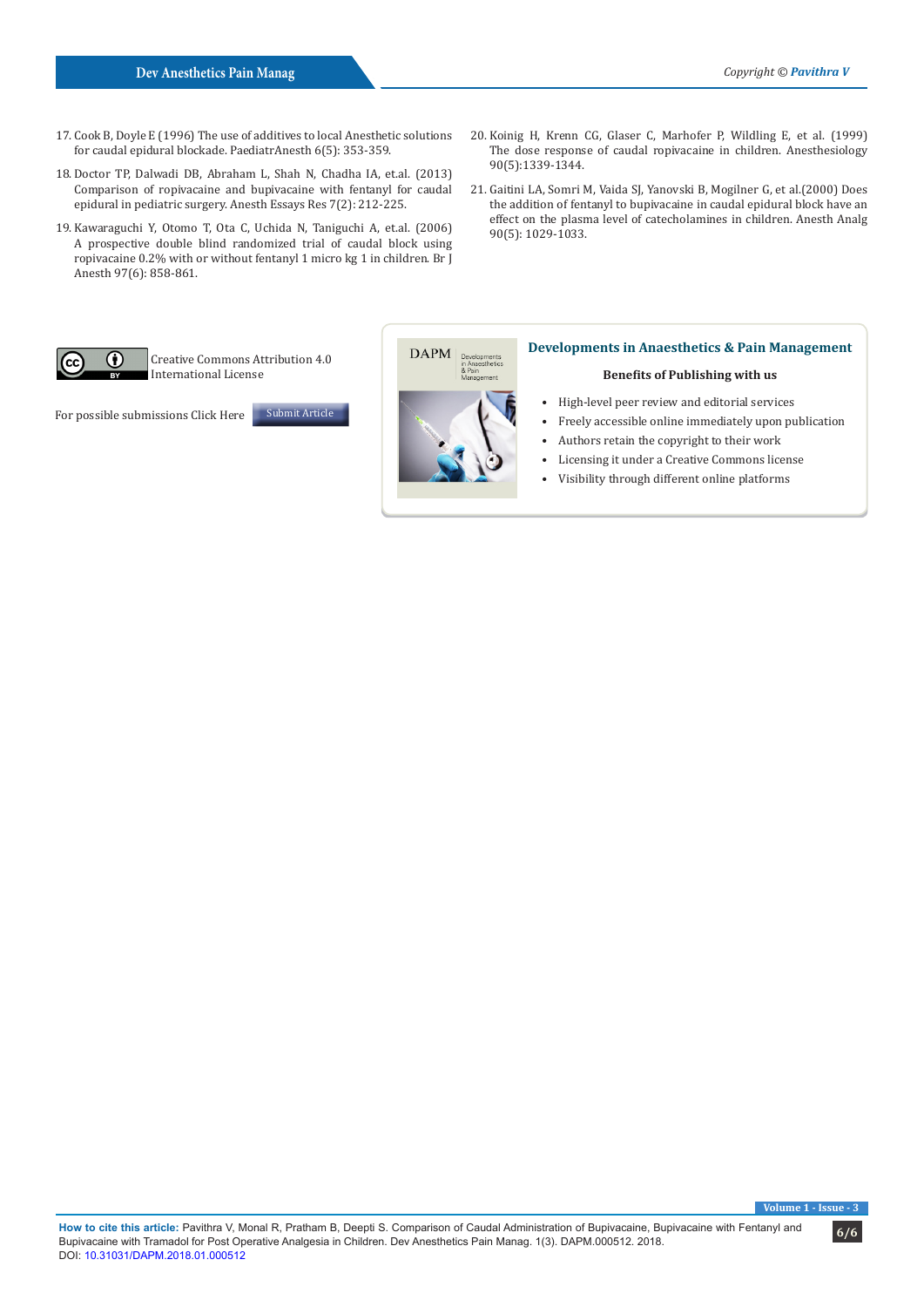17. Cook B, Doyle E (1996) The use of additives to local Anesthetic solutions for caudal epidural blockade. PaediatrAnesth 6(5): 353-359.
18. Doctor TP, Dalwadi DB, Abraham L, Shah N, Chadha IA, et.al. (2013) Comparison of ropivacaine and bupivacaine with fentanyl for caudal epidural in pediatric surgery. Anesth Essays Res 7(2): 212-225.
19. Kawaraguchi Y, Otomo T, Ota C, Uchida N, Taniguchi A, et.al. (2006) A prospective double blind randomized trial of caudal block using ropivacaine 0.2% with or without fentanyl 1 micro kg 1 in children. Br J Anesth 97(6): 858-861.
20. Koinig H, Krenn CG, Glaser C, Marhofer P, Wildling E, et al. (1999) The dose response of caudal ropivacaine in children. Anesthesiology 90(5):1339-1344.
21. Gaitini LA, Somri M, Vaida SJ, Yanovski B, Mogilner G, et al.(2000) Does the addition of fentanyl to bupivacaine in caudal epidural block have an effect on the plasma level of catecholamines in children. Anesth Analg 90(5): 1029-1033.

Creative Commons Attribution 4.0 International License

For possible submissions Click Here Submit Article

**Developments in Anaesthetics & Pain Management**

**Benefits of Publishing with us**

- High-level peer review and editorial services
- Freely accessible online immediately upon publication
- Authors retain the copyright to their work
- Licensing it under a Creative Commons license
- Visibility through different online platforms

**How to cite this article:** Pavithra V, Monal R, Pratham B, Deepti S. Comparison of Caudal Administration of Bupivacaine, Bupivacaine with Fentanyl and Bupivacaine with Tramadol for Post Operative Analgesia in Children. Dev Anesthetics Pain Manag. 1(3). DAPM.000512. 2018. DOI: 10.31031/DAPM.2018.01.000512